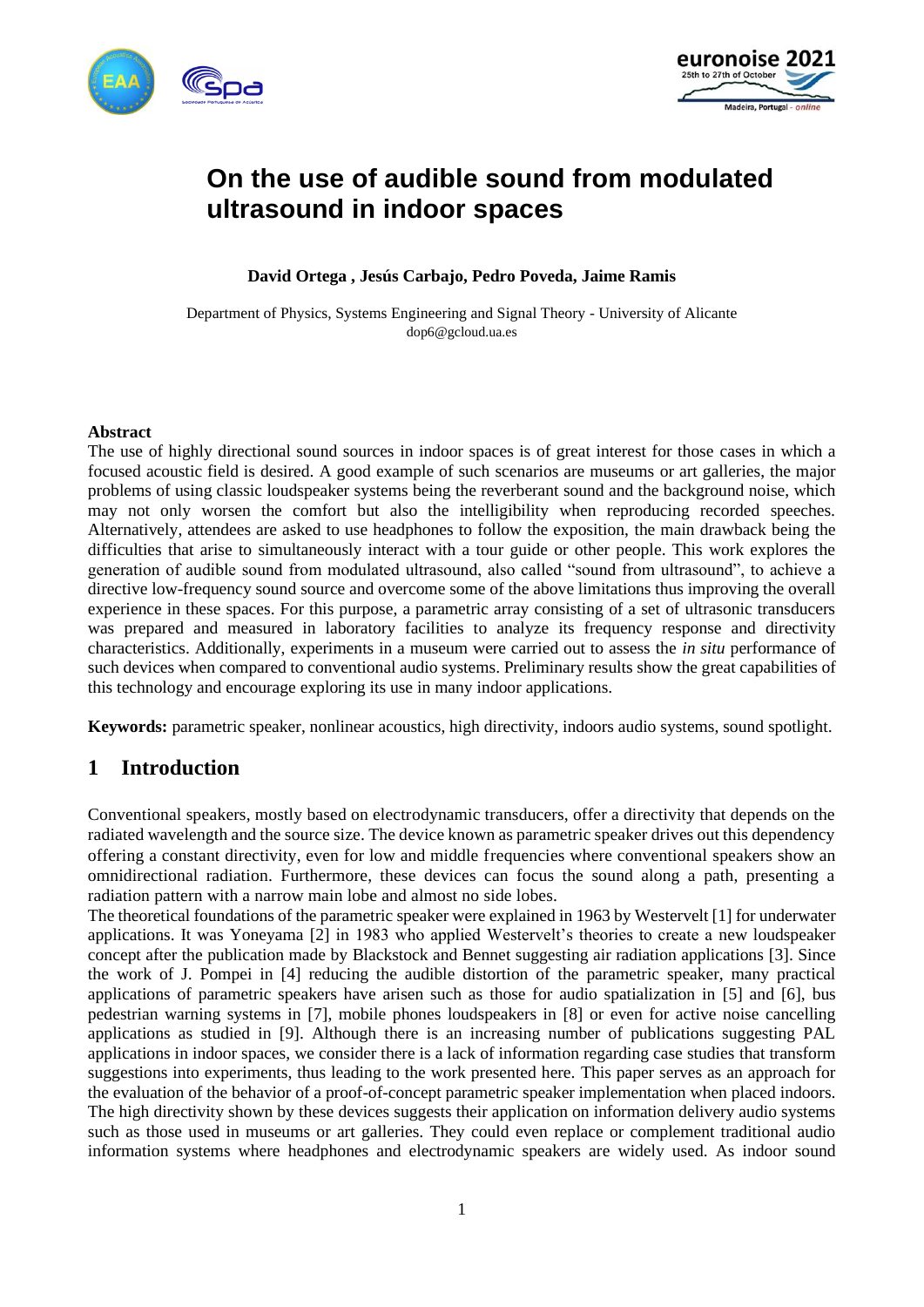# On the use of audible sound from modulated ultrasound in indoor spaces

**David Ortega , Jesús Carbajo, Pedro Poveda, Jaime Ramis**

Department of Physics, Systems Engineering and Signal Theory - University of Alicante
dop6@gcloud.ua.es

## Abstract

The use of highly directional sound sources in indoor spaces is of great interest for those cases in which a focused acoustic field is desired. A good example of such scenarios are museums or art galleries, the major problems of using classic loudspeaker systems being the reverberant sound and the background noise, which may not only worsen the comfort but also the intelligibility when reproducing recorded speeches. Alternatively, attendees are asked to use headphones to follow the exposition, the main drawback being the difficulties that arise to simultaneously interact with a tour guide or other people. This work explores the generation of audible sound from modulated ultrasound, also called "sound from ultrasound", to achieve a directive low-frequency sound source and overcome some of the above limitations thus improving the overall experience in these spaces. For this purpose, a parametric array consisting of a set of ultrasonic transducers was prepared and measured in laboratory facilities to analyze its frequency response and directivity characteristics. Additionally, experiments in a museum were carried out to assess the *in situ* performance of such devices when compared to conventional audio systems. Preliminary results show the great capabilities of this technology and encourage exploring its use in many indoor applications.

**Keywords:** parametric speaker, nonlinear acoustics, high directivity, indoors audio systems, sound spotlight.

## 1 Introduction

Conventional speakers, mostly based on electrodynamic transducers, offer a directivity that depends on the radiated wavelength and the source size. The device known as parametric speaker drives out this dependency offering a constant directivity, even for low and middle frequencies where conventional speakers show an omnidirectional radiation. Furthermore, these devices can focus the sound along a path, presenting a radiation pattern with a narrow main lobe and almost no side lobes.

The theoretical foundations of the parametric speaker were explained in 1963 by Westervelt [1] for underwater applications. It was Yoneyama [2] in 1983 who applied Westervelt's theories to create a new loudspeaker concept after the publication made by Blackstock and Bennet suggesting air radiation applications [3]. Since the work of J. Pompei in [4] reducing the audible distortion of the parametric speaker, many practical applications of parametric speakers have arisen such as those for audio spatialization in [5] and [6], bus pedestrian warning systems in [7], mobile phones loudspeakers in [8] or even for active noise cancelling applications as studied in [9]. Although there is an increasing number of publications suggesting PAL applications in indoor spaces, we consider there is a lack of information regarding case studies that transform suggestions into experiments, thus leading to the work presented here. This paper serves as an approach for the evaluation of the behavior of a proof-of-concept parametric speaker implementation when placed indoors. The high directivity shown by these devices suggests their application on information delivery audio systems such as those used in museums or art galleries. They could even replace or complement traditional audio information systems where headphones and electrodynamic speakers are widely used. As indoor sound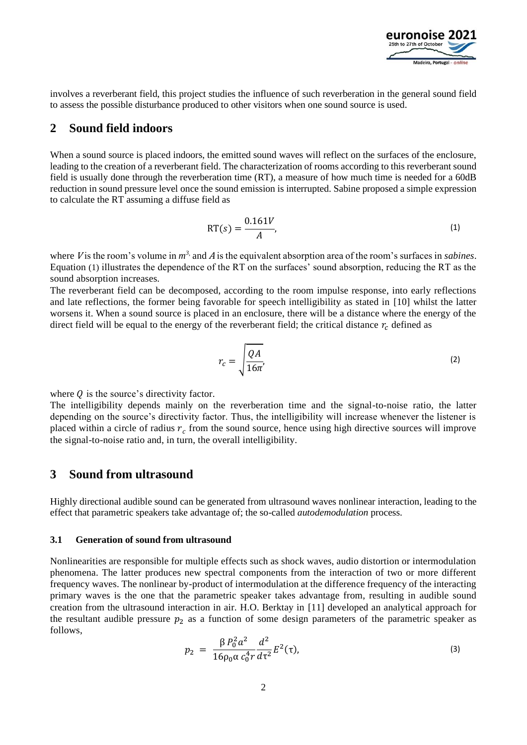involves a reverberant field, this project studies the influence of such reverberation in the general sound field to assess the possible disturbance produced to other visitors when one sound source is used.

## 2 Sound field indoors

When a sound source is placed indoors, the emitted sound waves will reflect on the surfaces of the enclosure, leading to the creation of a reverberant field. The characterization of rooms according to this reverberant sound field is usually done through the reverberation time (RT), a measure of how much time is needed for a 60dB reduction in sound pressure level once the sound emission is interrupted. Sabine proposed a simple expression to calculate the RT assuming a diffuse field as

$$\mathrm{RT}(s) = \frac{0.161V}{A}, \tag{1}$$

where $V$ is the room's volume in $m^3$, and $A$ is the equivalent absorption area of the room's surfaces in *sabines*. Equation (1) illustrates the dependence of the RT on the surfaces' sound absorption, reducing the RT as the sound absorption increases.

The reverberant field can be decomposed, according to the room impulse response, into early reflections and late reflections, the former being favorable for speech intelligibility as stated in [10] whilst the latter worsens it. When a sound source is placed in an enclosure, there will be a distance where the energy of the direct field will be equal to the energy of the reverberant field; the critical distance $r_c$ defined as

$$r_c = \sqrt{\frac{QA}{16\pi}}, \tag{2}$$

where $Q$ is the source's directivity factor.

The intelligibility depends mainly on the reverberation time and the signal-to-noise ratio, the latter depending on the source's directivity factor. Thus, the intelligibility will increase whenever the listener is placed within a circle of radius $r_c$ from the sound source, hence using high directive sources will improve the signal-to-noise ratio and, in turn, the overall intelligibility.

## 3 Sound from ultrasound

Highly directional audible sound can be generated from ultrasound waves nonlinear interaction, leading to the effect that parametric speakers take advantage of; the so-called *autodemodulation* process.

### 3.1 Generation of sound from ultrasound

Nonlinearities are responsible for multiple effects such as shock waves, audio distortion or intermodulation phenomena. The latter produces new spectral components from the interaction of two or more different frequency waves. The nonlinear by-product of intermodulation at the difference frequency of the interacting primary waves is the one that the parametric speaker takes advantage from, resulting in audible sound creation from the ultrasound interaction in air. H.O. Berktay in [11] developed an analytical approach for the resultant audible pressure $p_2$ as a function of some design parameters of the parametric speaker as follows,

$$p_2 = \frac{\beta P_0^2 a^2}{16\rho_0 \alpha c_0^4 r} \frac{d^2}{d\tau^2} E^2(\tau), \tag{3}$$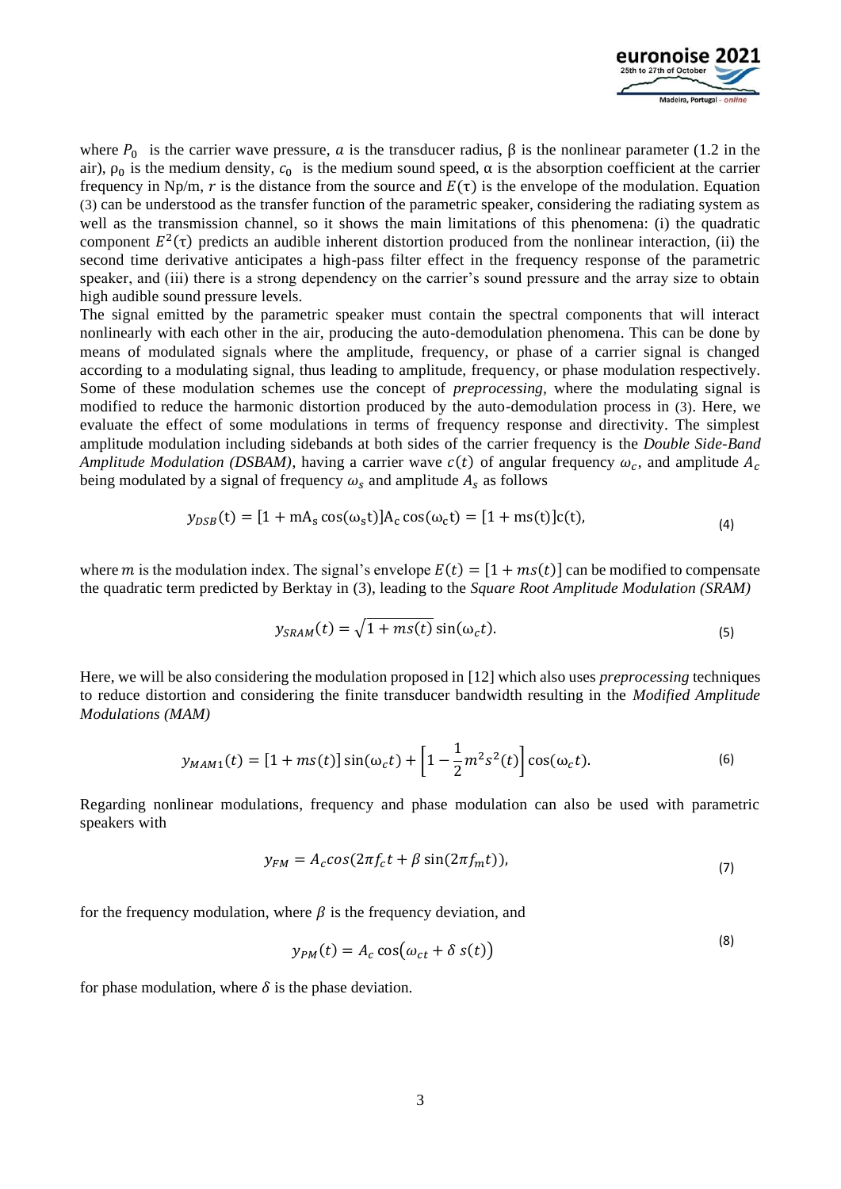where $P_0$ is the carrier wave pressure, $a$ is the transducer radius, β is the nonlinear parameter (1.2 in the air), $\rho_0$ is the medium density, $c_0$ is the medium sound speed, α is the absorption coefficient at the carrier frequency in Np/m, $r$ is the distance from the source and $E(\tau)$ is the envelope of the modulation. Equation (3) can be understood as the transfer function of the parametric speaker, considering the radiating system as well as the transmission channel, so it shows the main limitations of this phenomena: (i) the quadratic component $E^2(\tau)$ predicts an audible inherent distortion produced from the nonlinear interaction, (ii) the second time derivative anticipates a high-pass filter effect in the frequency response of the parametric speaker, and (iii) there is a strong dependency on the carrier's sound pressure and the array size to obtain high audible sound pressure levels.

The signal emitted by the parametric speaker must contain the spectral components that will interact nonlinearly with each other in the air, producing the auto-demodulation phenomena. This can be done by means of modulated signals where the amplitude, frequency, or phase of a carrier signal is changed according to a modulating signal, thus leading to amplitude, frequency, or phase modulation respectively. Some of these modulation schemes use the concept of *preprocessing,* where the modulating signal is modified to reduce the harmonic distortion produced by the auto-demodulation process in (3). Here, we evaluate the effect of some modulations in terms of frequency response and directivity. The simplest amplitude modulation including sidebands at both sides of the carrier frequency is the *Double Side-Band Amplitude Modulation (DSBAM)*, having a carrier wave $c(t)$ of angular frequency $\omega_c$, and amplitude $A_c$ being modulated by a signal of frequency $\omega_s$ and amplitude $A_s$ as follows

$$y_{DSB}(\mathrm{t}) = [1 + \mathrm{m}\mathrm{A_s}\cos(\omega_s \mathrm{t})]\mathrm{A_c}\cos(\omega_c \mathrm{t}) = [1 + \mathrm{m}s(\mathrm{t})]\mathrm{c}(\mathrm{t}), \tag{4}$$

where $m$ is the modulation index. The signal's envelope $E(t) = [1 + ms(t)]$ can be modified to compensate the quadratic term predicted by Berktay in (3), leading to the *Square Root Amplitude Modulation (SRAM)*

$$y_{SRAM}(t) = \sqrt{1 + ms(t)}\sin(\omega_c t). \tag{5}$$

Here, we will be also considering the modulation proposed in [12] which also uses *preprocessing* techniques to reduce distortion and considering the finite transducer bandwidth resulting in the *Modified Amplitude Modulations (MAM)*

$$y_{MAM1}(t) = [1 + ms(t)]\sin(\omega_c t) + \left[1 - \frac{1}{2}m^2 s^2(t)\right]\cos(\omega_c t). \tag{6}$$

Regarding nonlinear modulations, frequency and phase modulation can also be used with parametric speakers with

$$y_{FM} = A_c cos(2\pi f_c t + \beta \sin(2\pi f_m t)), \tag{7}$$

for the frequency modulation, where $\beta$ is the frequency deviation, and

$$y_{PM}(t) = A_c \cos(\omega_{ct} + \delta\, s(t)) \tag{8}$$

for phase modulation, where $\delta$ is the phase deviation.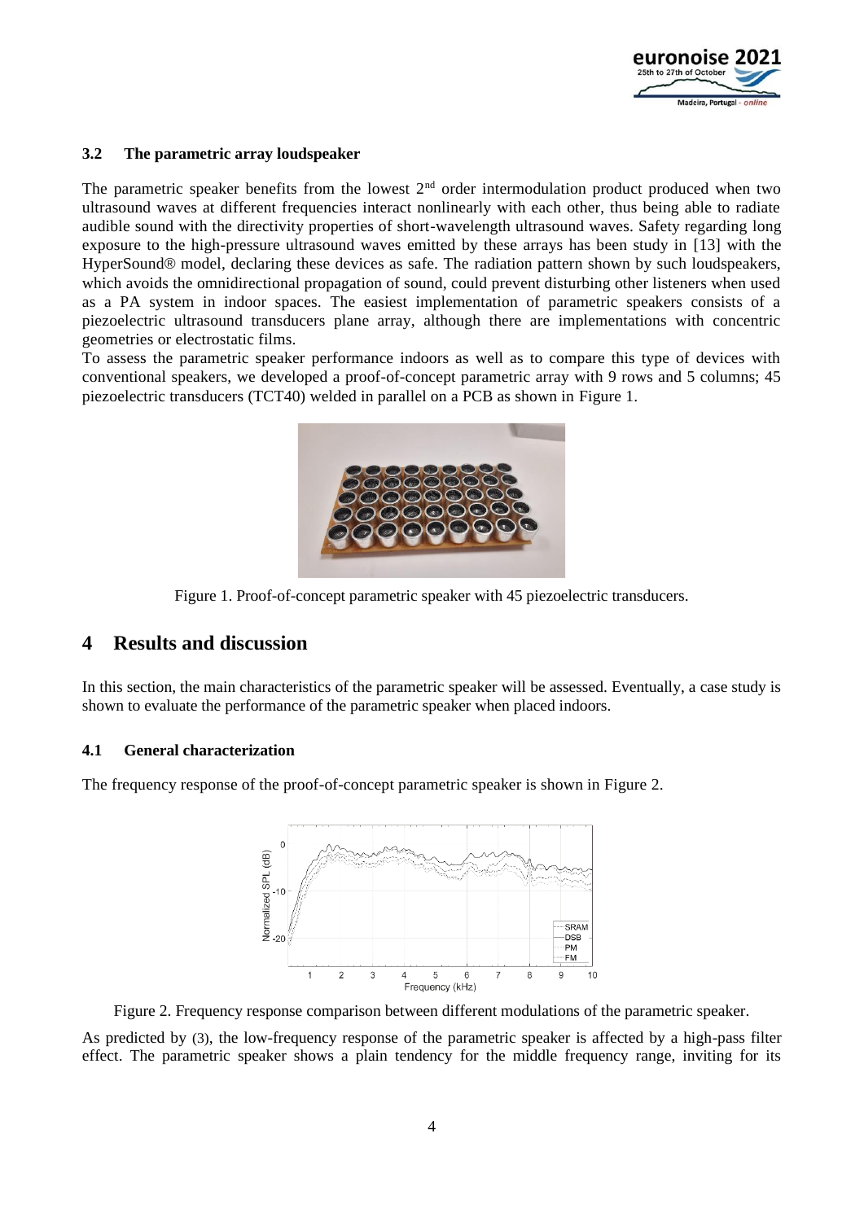### 3.2 The parametric array loudspeaker

The parametric speaker benefits from the lowest 2[nd] order intermodulation product produced when two ultrasound waves at different frequencies interact nonlinearly with each other, thus being able to radiate audible sound with the directivity properties of short-wavelength ultrasound waves. Safety regarding long exposure to the high-pressure ultrasound waves emitted by these arrays has been study in [13] with the HyperSound® model, declaring these devices as safe. The radiation pattern shown by such loudspeakers, which avoids the omnidirectional propagation of sound, could prevent disturbing other listeners when used as a PA system in indoor spaces. The easiest implementation of parametric speakers consists of a piezoelectric ultrasound transducers plane array, although there are implementations with concentric geometries or electrostatic films.

To assess the parametric speaker performance indoors as well as to compare this type of devices with conventional speakers, we developed a proof-of-concept parametric array with 9 rows and 5 columns; 45 piezoelectric transducers (TCT40) welded in parallel on a PCB as shown in Figure 1.

Figure 1. Proof-of-concept parametric speaker with 45 piezoelectric transducers.

# 4 Results and discussion

In this section, the main characteristics of the parametric speaker will be assessed. Eventually, a case study is shown to evaluate the performance of the parametric speaker when placed indoors.

### 4.1 General characterization

The frequency response of the proof-of-concept parametric speaker is shown in Figure 2.

Figure 2. Frequency response comparison between different modulations of the parametric speaker.

As predicted by (3), the low-frequency response of the parametric speaker is affected by a high-pass filter effect. The parametric speaker shows a plain tendency for the middle frequency range, inviting for its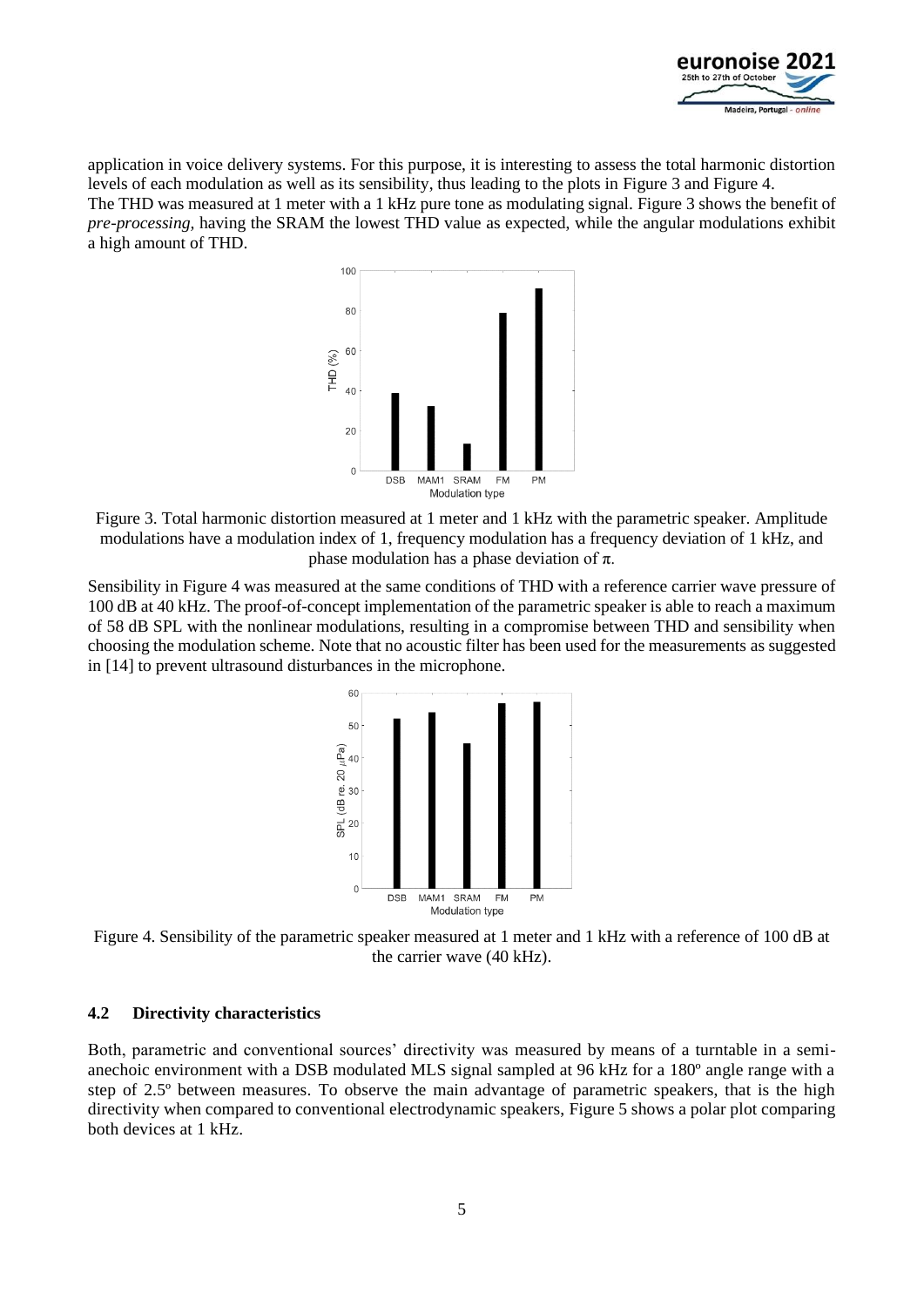application in voice delivery systems. For this purpose, it is interesting to assess the total harmonic distortion levels of each modulation as well as its sensibility, thus leading to the plots in Figure 3 and Figure 4.
The THD was measured at 1 meter with a 1 kHz pure tone as modulating signal. Figure 3 shows the benefit of *pre-processing,* having the SRAM the lowest THD value as expected, while the angular modulations exhibit a high amount of THD.

Figure 3. Total harmonic distortion measured at 1 meter and 1 kHz with the parametric speaker. Amplitude modulations have a modulation index of 1, frequency modulation has a frequency deviation of 1 kHz, and phase modulation has a phase deviation of $\pi$.

Sensibility in Figure 4 was measured at the same conditions of THD with a reference carrier wave pressure of 100 dB at 40 kHz. The proof-of-concept implementation of the parametric speaker is able to reach a maximum of 58 dB SPL with the nonlinear modulations, resulting in a compromise between THD and sensibility when choosing the modulation scheme. Note that no acoustic filter has been used for the measurements as suggested in [14] to prevent ultrasound disturbances in the microphone.

Figure 4. Sensibility of the parametric speaker measured at 1 meter and 1 kHz with a reference of 100 dB at the carrier wave (40 kHz).

### 4.2 Directivity characteristics

Both, parametric and conventional sources' directivity was measured by means of a turntable in a semi-anechoic environment with a DSB modulated MLS signal sampled at 96 kHz for a 180º angle range with a step of 2.5º between measures. To observe the main advantage of parametric speakers, that is the high directivity when compared to conventional electrodynamic speakers, Figure 5 shows a polar plot comparing both devices at 1 kHz.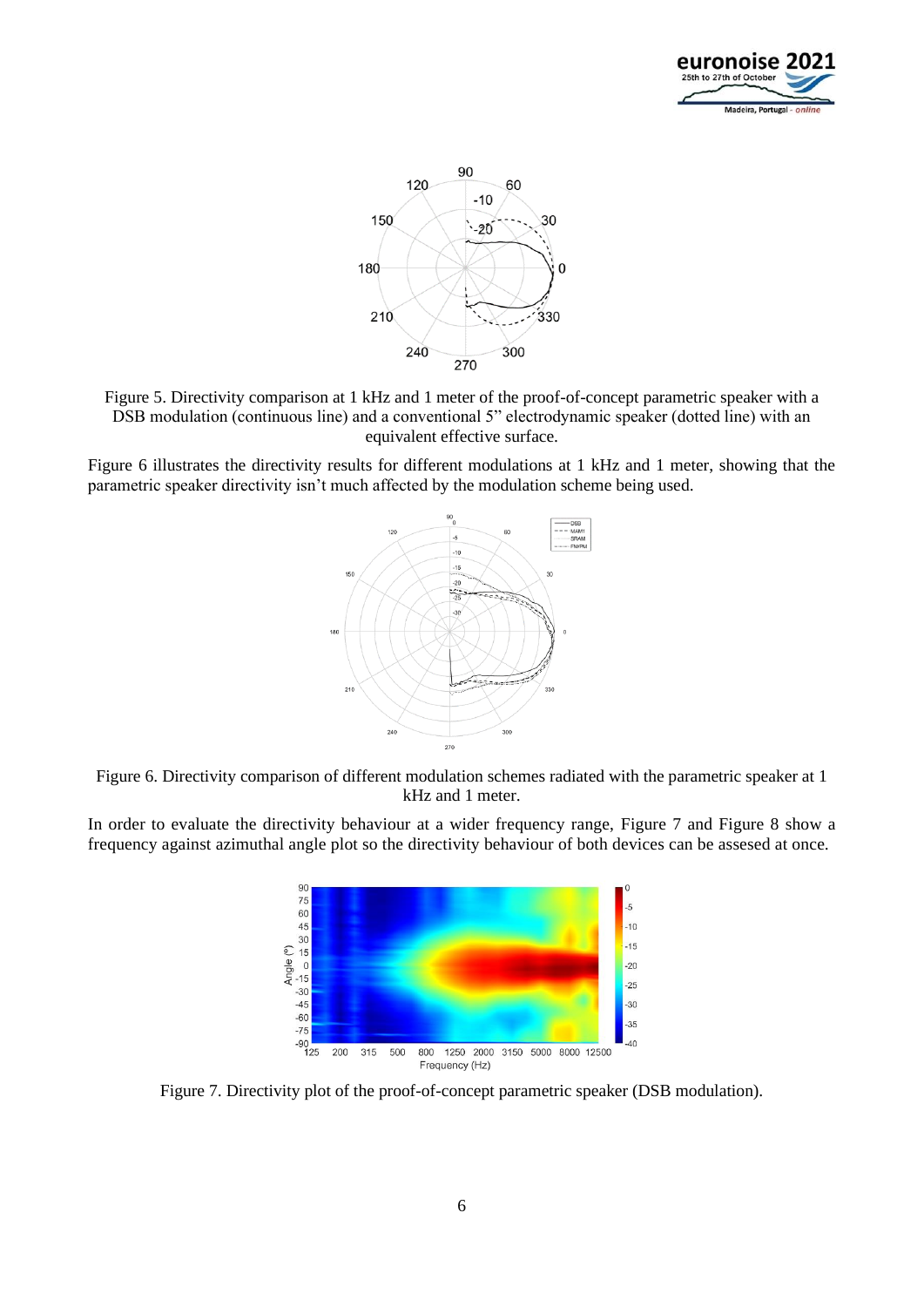Figure 5. Directivity comparison at 1 kHz and 1 meter of the proof-of-concept parametric speaker with a DSB modulation (continuous line) and a conventional 5" electrodynamic speaker (dotted line) with an equivalent effective surface.

Figure 6 illustrates the directivity results for different modulations at 1 kHz and 1 meter, showing that the parametric speaker directivity isn't much affected by the modulation scheme being used.

Figure 6. Directivity comparison of different modulation schemes radiated with the parametric speaker at 1 kHz and 1 meter.

In order to evaluate the directivity behaviour at a wider frequency range, Figure 7 and Figure 8 show a frequency against azimuthal angle plot so the directivity behaviour of both devices can be assesed at once.

Figure 7. Directivity plot of the proof-of-concept parametric speaker (DSB modulation).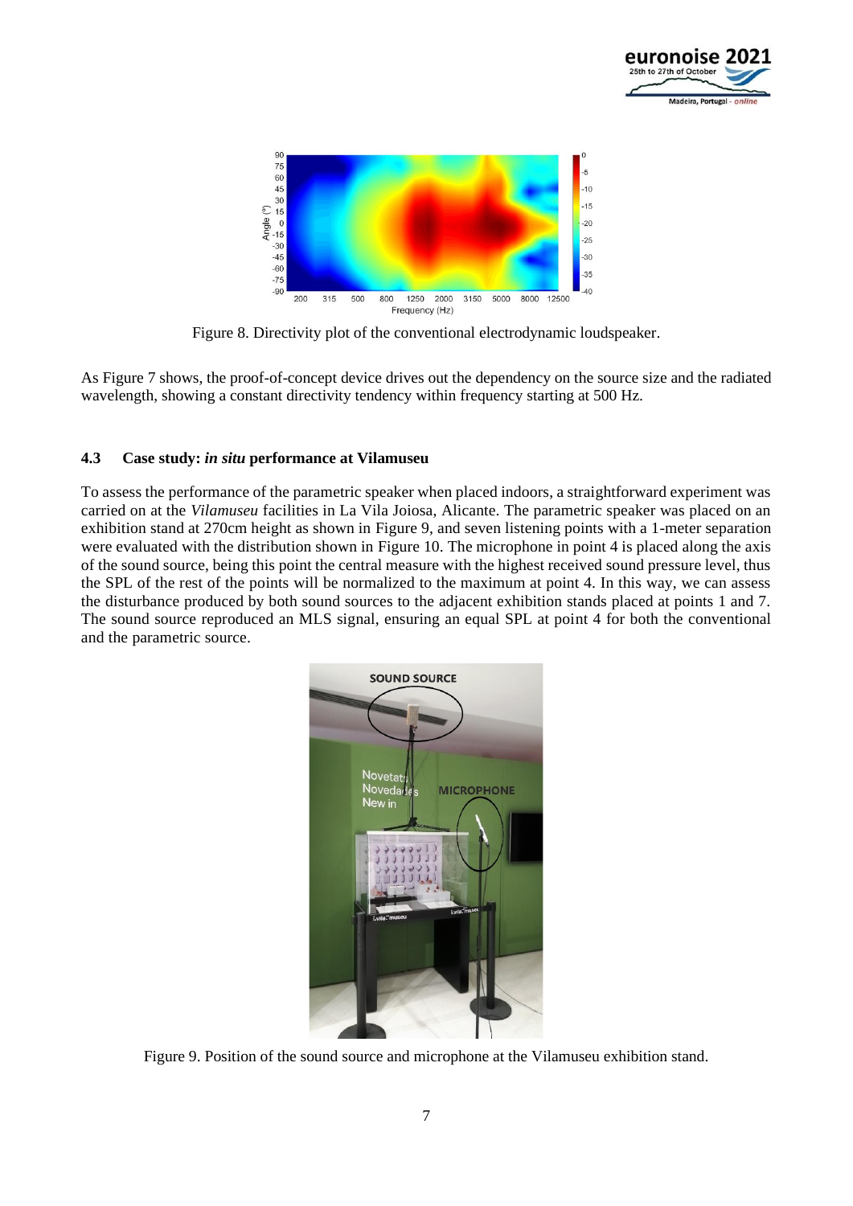Figure 8. Directivity plot of the conventional electrodynamic loudspeaker.

As Figure 7 shows, the proof-of-concept device drives out the dependency on the source size and the radiated wavelength, showing a constant directivity tendency within frequency starting at 500 Hz.

### 4.3 Case study: *in situ* performance at Vilamuseu

To assess the performance of the parametric speaker when placed indoors, a straightforward experiment was carried on at the *Vilamuseu* facilities in La Vila Joiosa, Alicante. The parametric speaker was placed on an exhibition stand at 270cm height as shown in Figure 9, and seven listening points with a 1-meter separation were evaluated with the distribution shown in Figure 10. The microphone in point 4 is placed along the axis of the sound source, being this point the central measure with the highest received sound pressure level, thus the SPL of the rest of the points will be normalized to the maximum at point 4. In this way, we can assess the disturbance produced by both sound sources to the adjacent exhibition stands placed at points 1 and 7. The sound source reproduced an MLS signal, ensuring an equal SPL at point 4 for both the conventional and the parametric source.

Figure 9. Position of the sound source and microphone at the Vilamuseu exhibition stand.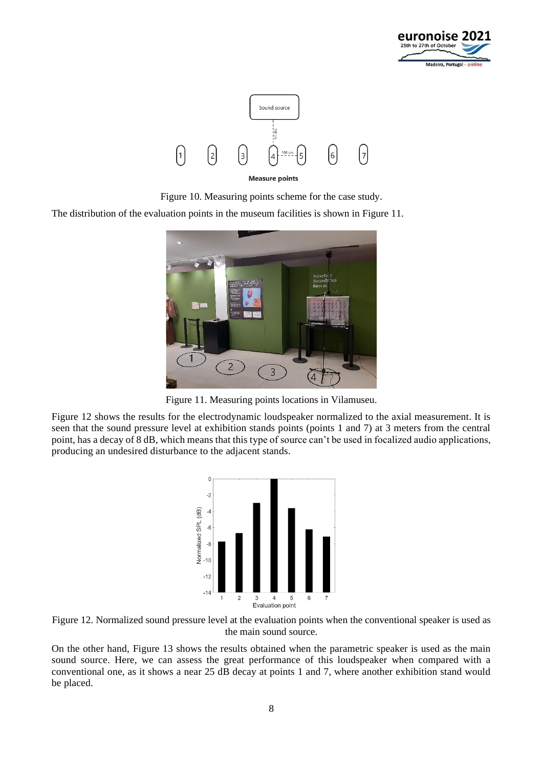Figure 10. Measuring points scheme for the case study.

The distribution of the evaluation points in the museum facilities is shown in Figure 11.

Figure 11. Measuring points locations in Vilamuseu.

Figure 12 shows the results for the electrodynamic loudspeaker normalized to the axial measurement. It is seen that the sound pressure level at exhibition stands points (points 1 and 7) at 3 meters from the central point, has a decay of 8 dB, which means that this type of source can't be used in focalized audio applications, producing an undesired disturbance to the adjacent stands.

Figure 12. Normalized sound pressure level at the evaluation points when the conventional speaker is used as the main sound source.

On the other hand, Figure 13 shows the results obtained when the parametric speaker is used as the main sound source. Here, we can assess the great performance of this loudspeaker when compared with a conventional one, as it shows a near 25 dB decay at points 1 and 7, where another exhibition stand would be placed.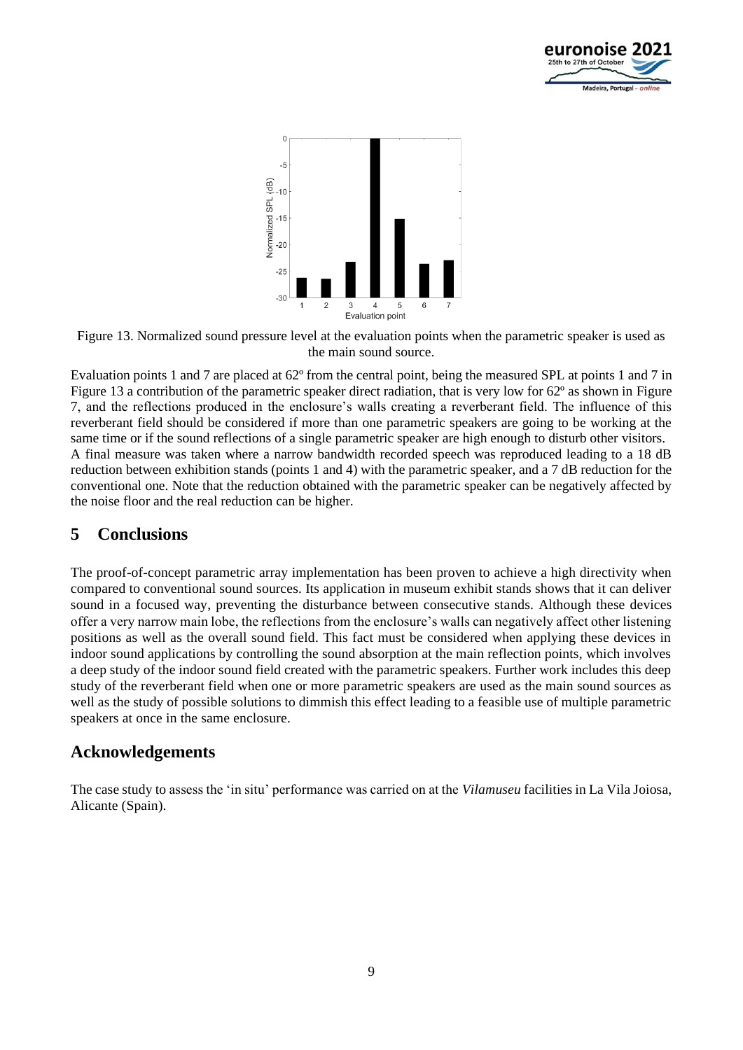Figure 13. Normalized sound pressure level at the evaluation points when the parametric speaker is used as the main sound source.

Evaluation points 1 and 7 are placed at 62º from the central point, being the measured SPL at points 1 and 7 in Figure 13 a contribution of the parametric speaker direct radiation, that is very low for 62º as shown in Figure 7, and the reflections produced in the enclosure's walls creating a reverberant field. The influence of this reverberant field should be considered if more than one parametric speakers are going to be working at the same time or if the sound reflections of a single parametric speaker are high enough to disturb other visitors. A final measure was taken where a narrow bandwidth recorded speech was reproduced leading to a 18 dB reduction between exhibition stands (points 1 and 4) with the parametric speaker, and a 7 dB reduction for the conventional one. Note that the reduction obtained with the parametric speaker can be negatively affected by the noise floor and the real reduction can be higher.

## 5 Conclusions

The proof-of-concept parametric array implementation has been proven to achieve a high directivity when compared to conventional sound sources. Its application in museum exhibit stands shows that it can deliver sound in a focused way, preventing the disturbance between consecutive stands. Although these devices offer a very narrow main lobe, the reflections from the enclosure's walls can negatively affect other listening positions as well as the overall sound field. This fact must be considered when applying these devices in indoor sound applications by controlling the sound absorption at the main reflection points, which involves a deep study of the indoor sound field created with the parametric speakers. Further work includes this deep study of the reverberant field when one or more parametric speakers are used as the main sound sources as well as the study of possible solutions to dimmish this effect leading to a feasible use of multiple parametric speakers at once in the same enclosure.

## Acknowledgements

The case study to assess the 'in situ' performance was carried on at the *Vilamuseu* facilities in La Vila Joiosa, Alicante (Spain).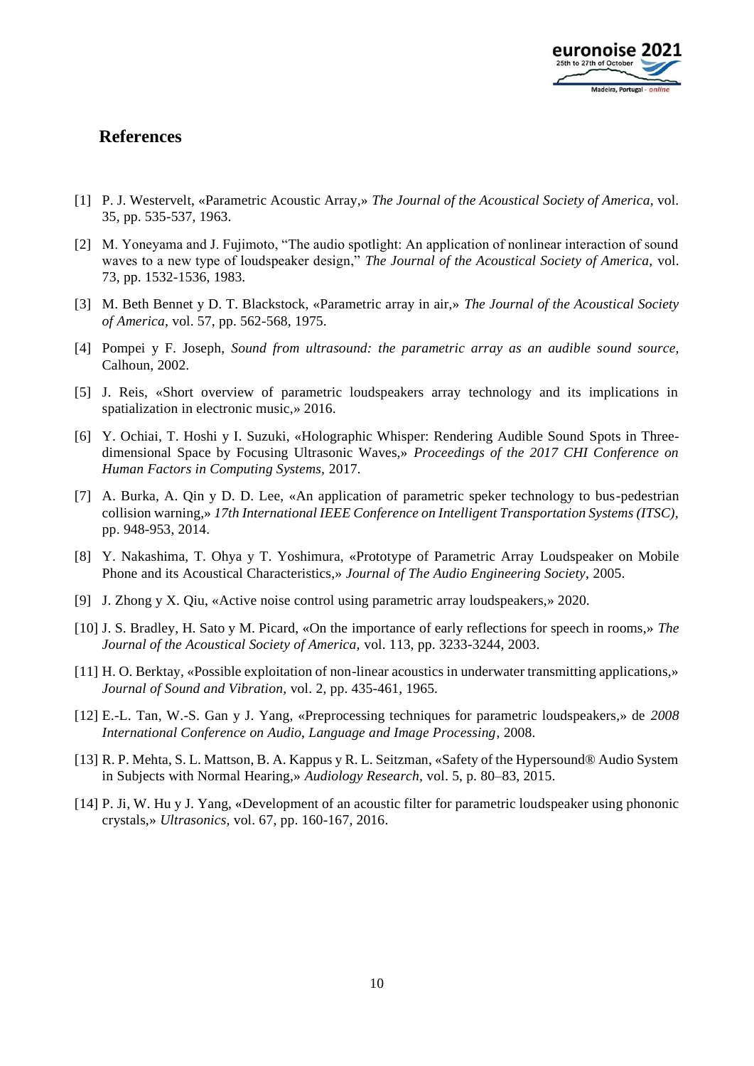## References

[1] P. J. Westervelt, «Parametric Acoustic Array,» *The Journal of the Acoustical Society of America,* vol. 35, pp. 535-537, 1963.

[2] M. Yoneyama and J. Fujimoto, "The audio spotlight: An application of nonlinear interaction of sound waves to a new type of loudspeaker design," *The Journal of the Acoustical Society of America,* vol. 73, pp. 1532-1536, 1983.

[3] M. Beth Bennet y D. T. Blackstock, «Parametric array in air,» *The Journal of the Acoustical Society of America,* vol. 57, pp. 562-568, 1975.

[4] Pompei y F. Joseph, *Sound from ultrasound: the parametric array as an audible sound source,* Calhoun, 2002.

[5] J. Reis, «Short overview of parametric loudspeakers array technology and its implications in spatialization in electronic music,» 2016.

[6] Y. Ochiai, T. Hoshi y I. Suzuki, «Holographic Whisper: Rendering Audible Sound Spots in Three-dimensional Space by Focusing Ultrasonic Waves,» *Proceedings of the 2017 CHI Conference on Human Factors in Computing Systems,* 2017.

[7] A. Burka, A. Qin y D. D. Lee, «An application of parametric speker technology to bus-pedestrian collision warning,» *17th International IEEE Conference on Intelligent Transportation Systems (ITSC),* pp. 948-953, 2014.

[8] Y. Nakashima, T. Ohya y T. Yoshimura, «Prototype of Parametric Array Loudspeaker on Mobile Phone and its Acoustical Characteristics,» *Journal of The Audio Engineering Society,* 2005.

[9] J. Zhong y X. Qiu, «Active noise control using parametric array loudspeakers,» 2020.

[10] J. S. Bradley, H. Sato y M. Picard, «On the importance of early reflections for speech in rooms,» *The Journal of the Acoustical Society of America,* vol. 113, pp. 3233-3244, 2003.

[11] H. O. Berktay, «Possible exploitation of non-linear acoustics in underwater transmitting applications,» *Journal of Sound and Vibration,* vol. 2, pp. 435-461, 1965.

[12] E.-L. Tan, W.-S. Gan y J. Yang, «Preprocessing techniques for parametric loudspeakers,» de *2008 International Conference on Audio, Language and Image Processing*, 2008.

[13] R. P. Mehta, S. L. Mattson, B. A. Kappus y R. L. Seitzman, «Safety of the Hypersound® Audio System in Subjects with Normal Hearing,» *Audiology Research,* vol. 5, p. 80–83, 2015.

[14] P. Ji, W. Hu y J. Yang, «Development of an acoustic filter for parametric loudspeaker using phononic crystals,» *Ultrasonics,* vol. 67, pp. 160-167, 2016.